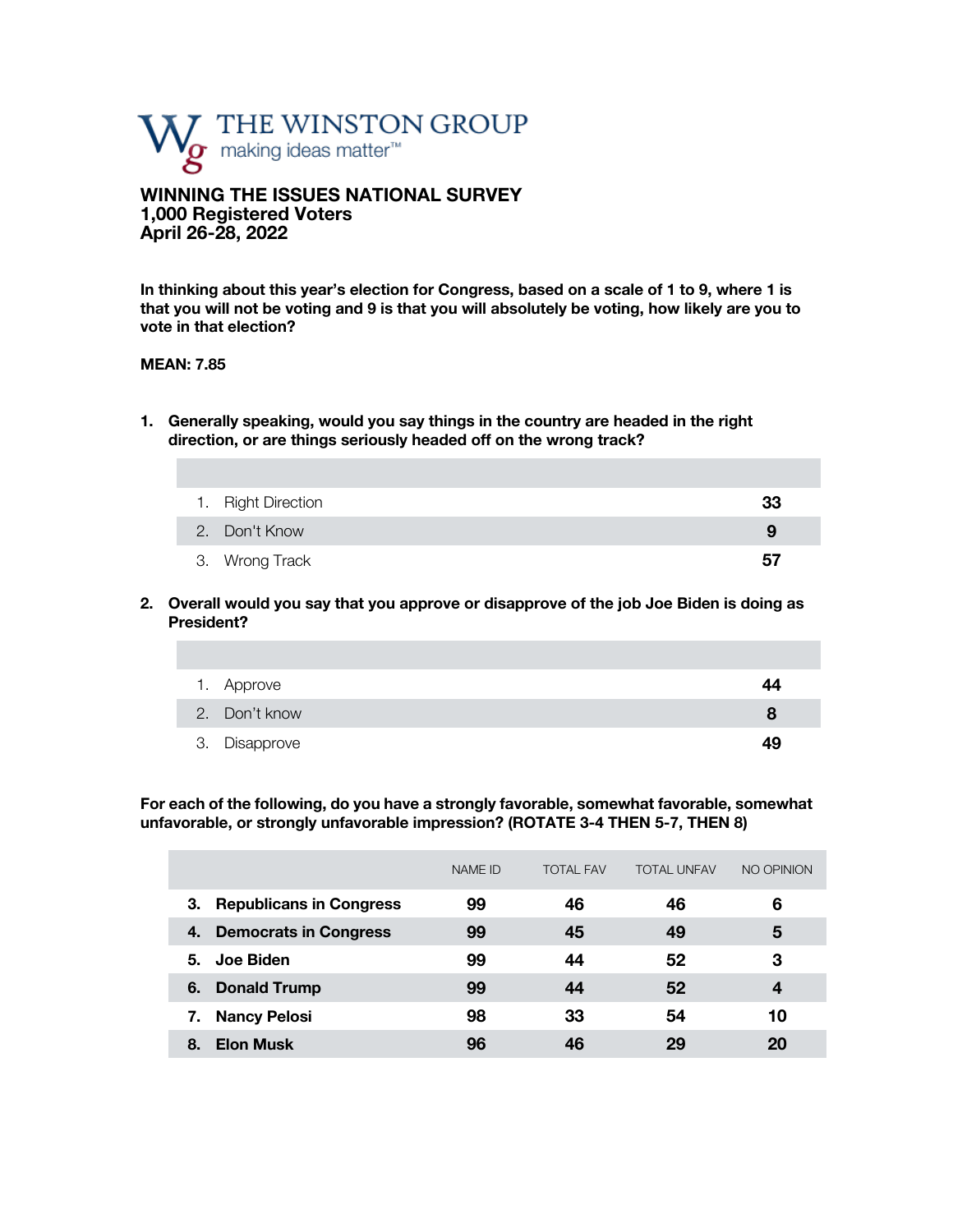THE WINSTON GROUP
making ideas matter™

# WINNING THE ISSUES NATIONAL SURVEY
**1,000 Registered Voters**
**April 26-28, 2022**

**In thinking about this year's election for Congress, based on a scale of 1 to 9, where 1 is that you will not be voting and 9 is that you will absolutely be voting, how likely are you to vote in that election?**

**MEAN: 7.85**

1. **Generally speaking, would you say things in the country are headed in the right direction, or are things seriously headed off on the wrong track?**

| | |
|---|---|
| 1. Right Direction | **33** |
| 2. Don't Know | **9** |
| 3. Wrong Track | **57** |

2. **Overall would you say that you approve or disapprove of the job Joe Biden is doing as President?**

| | |
|---|---|
| 1. Approve | **44** |
| 2. Don't know | **8** |
| 3. Disapprove | **49** |

**For each of the following, do you have a strongly favorable, somewhat favorable, somewhat unfavorable, or strongly unfavorable impression? (ROTATE 3-4 THEN 5-7, THEN 8)**

| | NAME ID | TOTAL FAV | TOTAL UNFAV | NO OPINION |
|---|---|---|---|---|
| **3. Republicans in Congress** | **99** | **46** | **46** | **6** |
| **4. Democrats in Congress** | **99** | **45** | **49** | **5** |
| **5. Joe Biden** | **99** | **44** | **52** | **3** |
| **6. Donald Trump** | **99** | **44** | **52** | **4** |
| **7. Nancy Pelosi** | **98** | **33** | **54** | **10** |
| **8. Elon Musk** | **96** | **46** | **29** | **20** |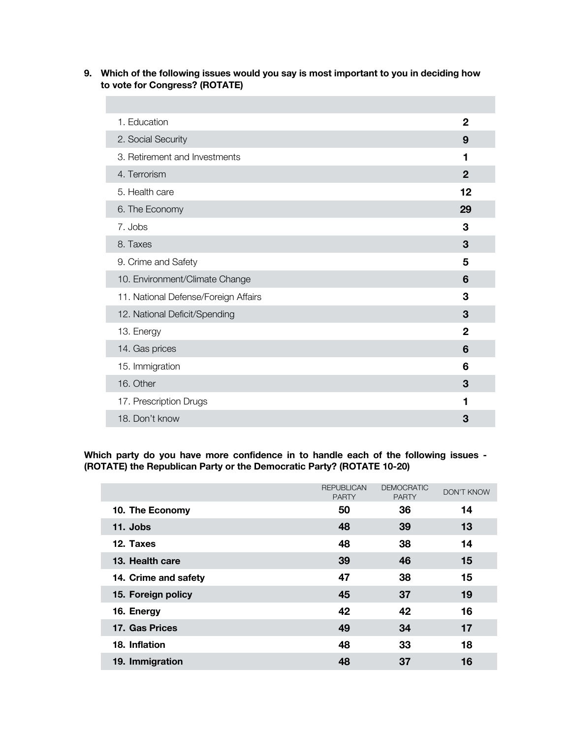**9. Which of the following issues would you say is most important to you in deciding how to vote for Congress? (ROTATE)**

| | |
|---|---|
| 1. Education | **2** |
| 2. Social Security | **9** |
| 3. Retirement and Investments | **1** |
| 4. Terrorism | **2** |
| 5. Health care | **12** |
| 6. The Economy | **29** |
| 7. Jobs | **3** |
| 8. Taxes | **3** |
| 9. Crime and Safety | **5** |
| 10. Environment/Climate Change | **6** |
| 11. National Defense/Foreign Affairs | **3** |
| 12. National Deficit/Spending | **3** |
| 13. Energy | **2** |
| 14. Gas prices | **6** |
| 15. Immigration | **6** |
| 16. Other | **3** |
| 17. Prescription Drugs | **1** |
| 18. Don't know | **3** |

**Which party do you have more confidence in to handle each of the following issues - (ROTATE) the Republican Party or the Democratic Party? (ROTATE 10-20)**

| | REPUBLICAN PARTY | DEMOCRATIC PARTY | DON'T KNOW |
|---|---|---|---|
| **10. The Economy** | **50** | **36** | **14** |
| **11. Jobs** | **48** | **39** | **13** |
| **12. Taxes** | **48** | **38** | **14** |
| **13. Health care** | **39** | **46** | **15** |
| **14. Crime and safety** | **47** | **38** | **15** |
| **15. Foreign policy** | **45** | **37** | **19** |
| **16. Energy** | **42** | **42** | **16** |
| **17. Gas Prices** | **49** | **34** | **17** |
| **18. Inflation** | **48** | **33** | **18** |
| **19. Immigration** | **48** | **37** | **16** |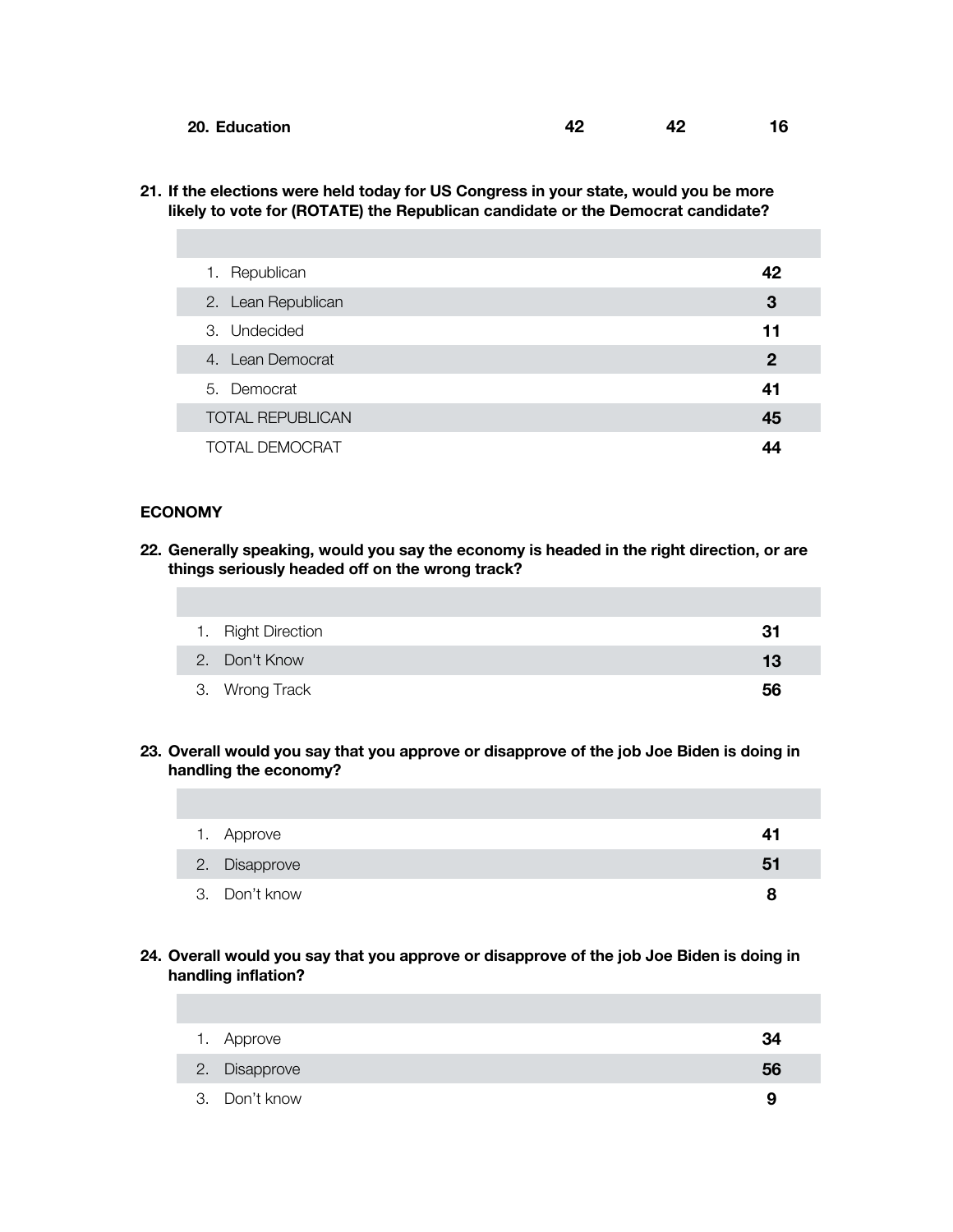| 20. Education | 42 | 42 | 16 |
|---|---|---|---|

**21. If the elections were held today for US Congress in your state, would you be more likely to vote for (ROTATE) the Republican candidate or the Democrat candidate?**

| | |
|---|---|
| 1. Republican | 42 |
| 2. Lean Republican | 3 |
| 3. Undecided | 11 |
| 4. Lean Democrat | 2 |
| 5. Democrat | 41 |
| TOTAL REPUBLICAN | 45 |
| TOTAL DEMOCRAT | 44 |

**ECONOMY**

**22. Generally speaking, would you say the economy is headed in the right direction, or are things seriously headed off on the wrong track?**

| | |
|---|---|
| 1. Right Direction | 31 |
| 2. Don't Know | 13 |
| 3. Wrong Track | 56 |

**23. Overall would you say that you approve or disapprove of the job Joe Biden is doing in handling the economy?**

| | |
|---|---|
| 1. Approve | 41 |
| 2. Disapprove | 51 |
| 3. Don't know | 8 |

**24. Overall would you say that you approve or disapprove of the job Joe Biden is doing in handling inflation?**

| | |
|---|---|
| 1. Approve | 34 |
| 2. Disapprove | 56 |
| 3. Don't know | 9 |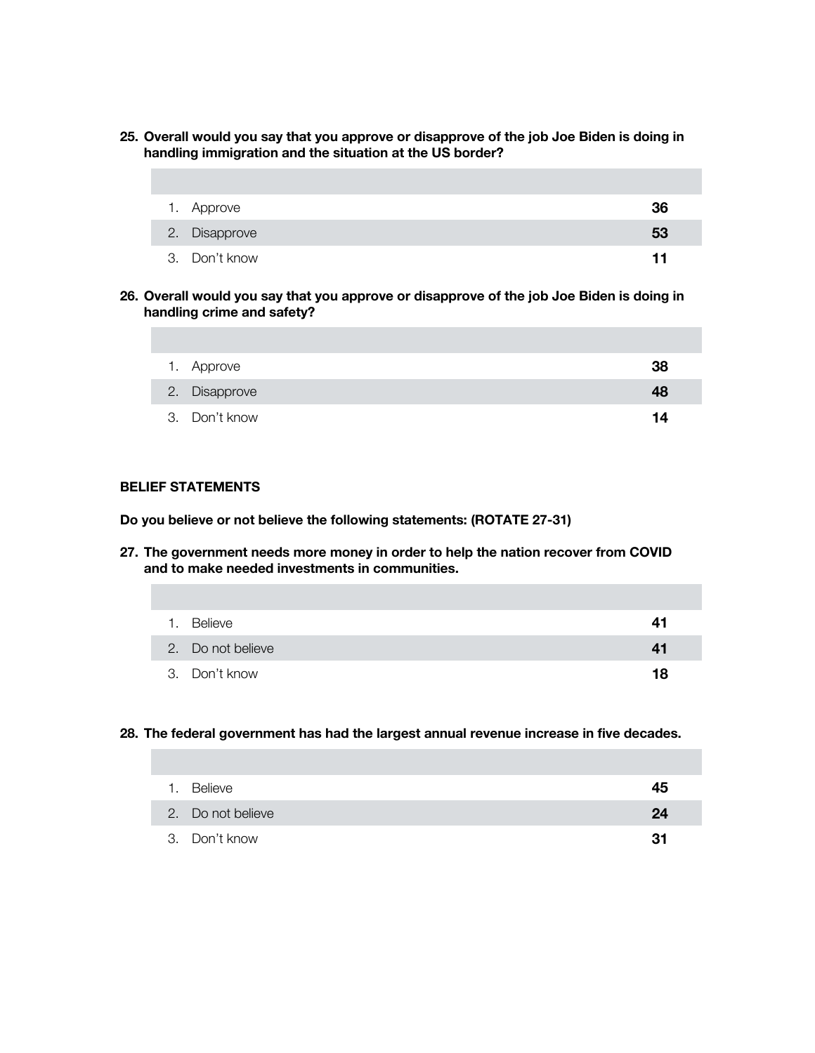**25. Overall would you say that you approve or disapprove of the job Joe Biden is doing in handling immigration and the situation at the US border?**

| | |
|---|---|
| 1. Approve | **36** |
| 2. Disapprove | **53** |
| 3. Don't know | **11** |

**26. Overall would you say that you approve or disapprove of the job Joe Biden is doing in handling crime and safety?**

| | |
|---|---|
| 1. Approve | **38** |
| 2. Disapprove | **48** |
| 3. Don't know | **14** |

**BELIEF STATEMENTS**

**Do you believe or not believe the following statements: (ROTATE 27-31)**

**27. The government needs more money in order to help the nation recover from COVID and to make needed investments in communities.**

| | |
|---|---|
| 1. Believe | **41** |
| 2. Do not believe | **41** |
| 3. Don't know | **18** |

**28. The federal government has had the largest annual revenue increase in five decades.**

| | |
|---|---|
| 1. Believe | **45** |
| 2. Do not believe | **24** |
| 3. Don't know | **31** |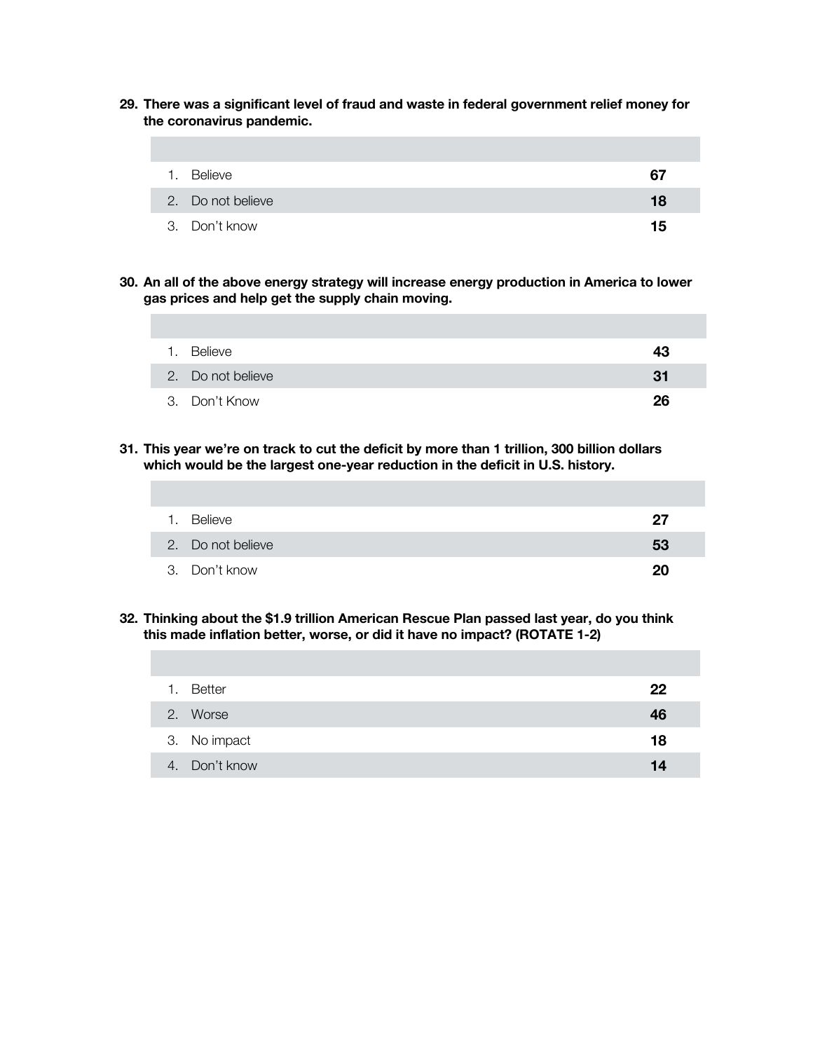**29. There was a significant level of fraud and waste in federal government relief money for the coronavirus pandemic.**

| | |
|---|---|
| 1. Believe | **67** |
| 2. Do not believe | **18** |
| 3. Don't know | **15** |

**30. An all of the above energy strategy will increase energy production in America to lower gas prices and help get the supply chain moving.**

| | |
|---|---|
| 1. Believe | **43** |
| 2. Do not believe | **31** |
| 3. Don't Know | **26** |

**31. This year we're on track to cut the deficit by more than 1 trillion, 300 billion dollars which would be the largest one-year reduction in the deficit in U.S. history.**

| | |
|---|---|
| 1. Believe | **27** |
| 2. Do not believe | **53** |
| 3. Don't know | **20** |

**32. Thinking about the $1.9 trillion American Rescue Plan passed last year, do you think this made inflation better, worse, or did it have no impact? (ROTATE 1-2)**

| | |
|---|---|
| 1. Better | **22** |
| 2. Worse | **46** |
| 3. No impact | **18** |
| 4. Don't know | **14** |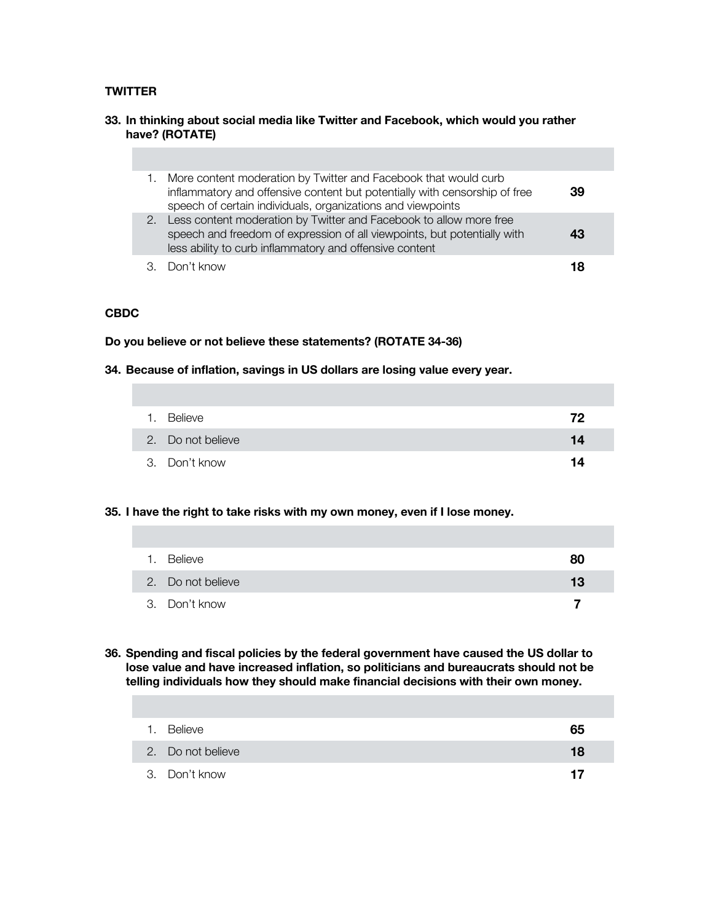**TWITTER**

**33. In thinking about social media like Twitter and Facebook, which would you rather have? (ROTATE)**

| | |
|---|---|
| 1. More content moderation by Twitter and Facebook that would curb inflammatory and offensive content but potentially with censorship of free speech of certain individuals, organizations and viewpoints | **39** |
| 2. Less content moderation by Twitter and Facebook to allow more free speech and freedom of expression of all viewpoints, but potentially with less ability to curb inflammatory and offensive content | **43** |
| 3. Don't know | **18** |

**CBDC**

**Do you believe or not believe these statements? (ROTATE 34-36)**

**34. Because of inflation, savings in US dollars are losing value every year.**

| | |
|---|---|
| 1. Believe | **72** |
| 2. Do not believe | **14** |
| 3. Don't know | **14** |

**35. I have the right to take risks with my own money, even if I lose money.**

| | |
|---|---|
| 1. Believe | **80** |
| 2. Do not believe | **13** |
| 3. Don't know | **7** |

**36. Spending and fiscal policies by the federal government have caused the US dollar to lose value and have increased inflation, so politicians and bureaucrats should not be telling individuals how they should make financial decisions with their own money.**

| | |
|---|---|
| 1. Believe | **65** |
| 2. Do not believe | **18** |
| 3. Don't know | **17** |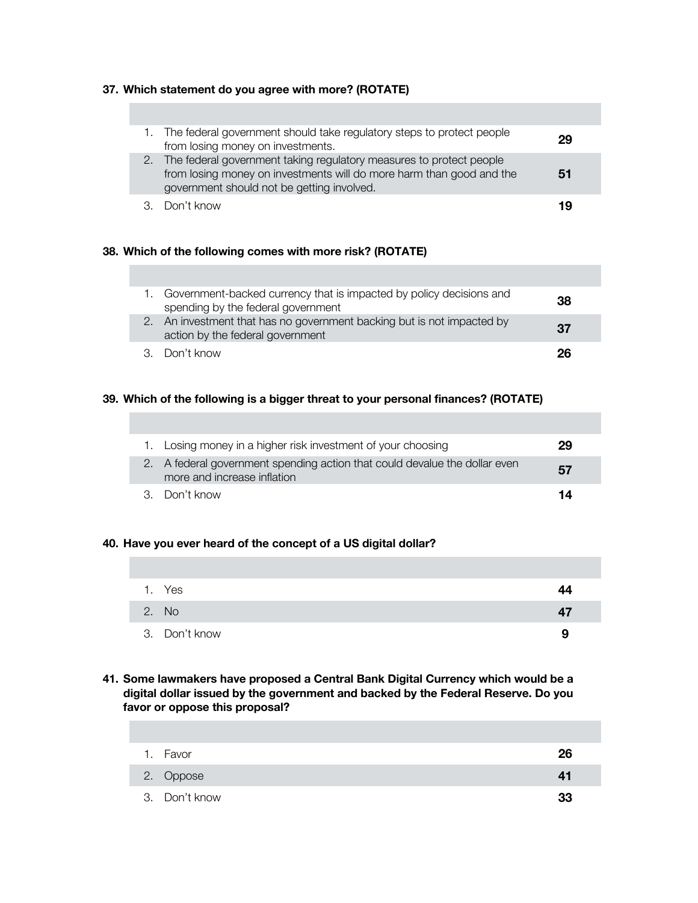**37. Which statement do you agree with more? (ROTATE)**

| | |
|---|---|
| 1. The federal government should take regulatory steps to protect people from losing money on investments. | **29** |
| 2. The federal government taking regulatory measures to protect people from losing money on investments will do more harm than good and the government should not be getting involved. | **51** |
| 3. Don't know | **19** |

**38. Which of the following comes with more risk? (ROTATE)**

| | |
|---|---|
| 1. Government-backed currency that is impacted by policy decisions and spending by the federal government | **38** |
| 2. An investment that has no government backing but is not impacted by action by the federal government | **37** |
| 3. Don't know | **26** |

**39. Which of the following is a bigger threat to your personal finances? (ROTATE)**

| | |
|---|---|
| 1. Losing money in a higher risk investment of your choosing | **29** |
| 2. A federal government spending action that could devalue the dollar even more and increase inflation | **57** |
| 3. Don't know | **14** |

**40. Have you ever heard of the concept of a US digital dollar?**

| | |
|---|---|
| 1. Yes | **44** |
| 2. No | **47** |
| 3. Don't know | **9** |

**41. Some lawmakers have proposed a Central Bank Digital Currency which would be a digital dollar issued by the government and backed by the Federal Reserve. Do you favor or oppose this proposal?**

| | |
|---|---|
| 1. Favor | **26** |
| 2. Oppose | **41** |
| 3. Don't know | **33** |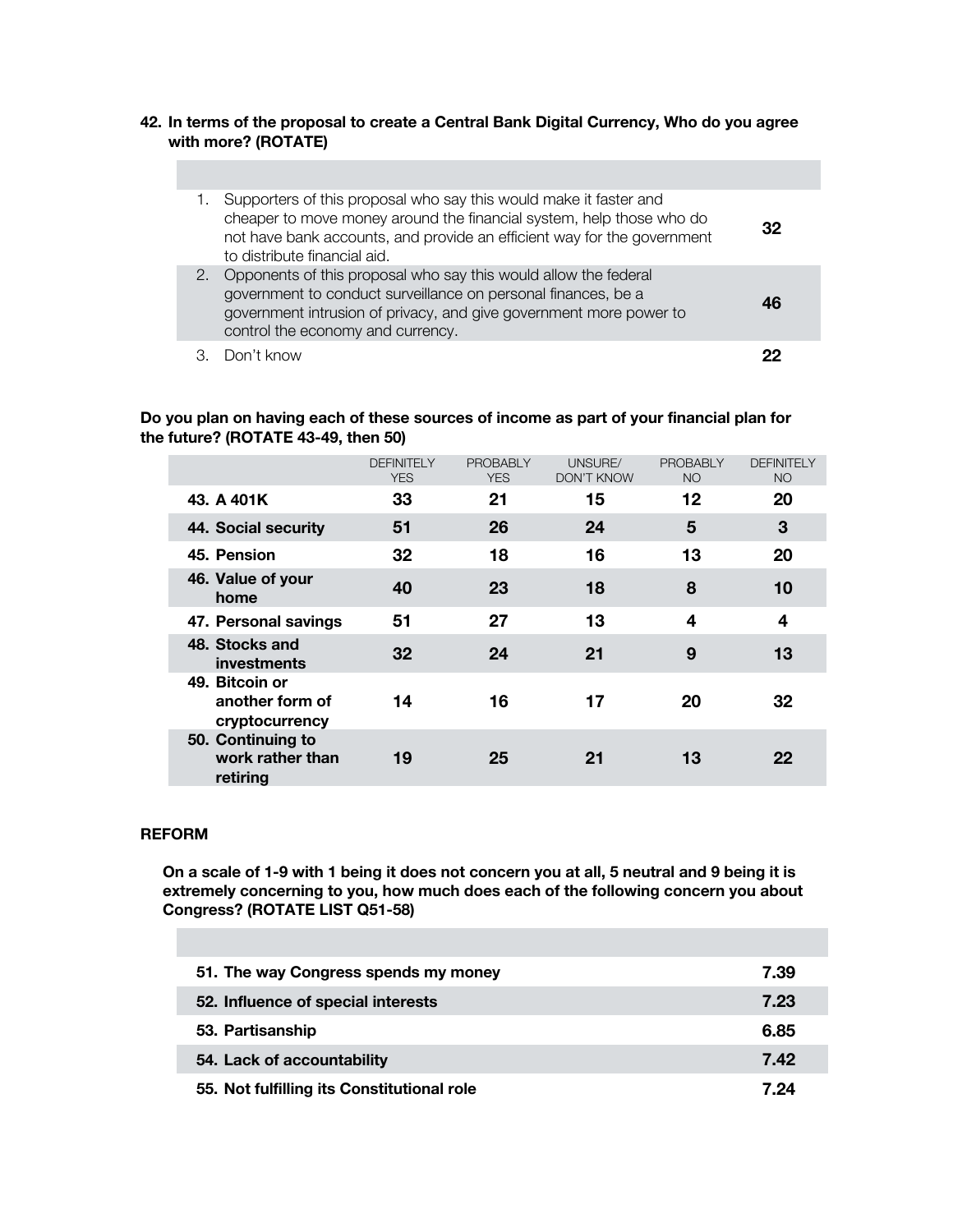**42. In terms of the proposal to create a Central Bank Digital Currency, Who do you agree with more? (ROTATE)**

| | |
|---|---|
| 1. Supporters of this proposal who say this would make it faster and cheaper to move money around the financial system, help those who do not have bank accounts, and provide an efficient way for the government to distribute financial aid. | **32** |
| 2. Opponents of this proposal who say this would allow the federal government to conduct surveillance on personal finances, be a government intrusion of privacy, and give government more power to control the economy and currency. | **46** |
| 3. Don't know | **22** |

**Do you plan on having each of these sources of income as part of your financial plan for the future? (ROTATE 43-49, then 50)**

| | DEFINITELY YES | PROBABLY YES | UNSURE/ DON'T KNOW | PROBABLY NO | DEFINITELY NO |
|---|---|---|---|---|---|
| **43. A 401K** | **33** | **21** | **15** | **12** | **20** |
| **44. Social security** | **51** | **26** | **24** | **5** | **3** |
| **45. Pension** | **32** | **18** | **16** | **13** | **20** |
| **46. Value of your home** | **40** | **23** | **18** | **8** | **10** |
| **47. Personal savings** | **51** | **27** | **13** | **4** | **4** |
| **48. Stocks and investments** | **32** | **24** | **21** | **9** | **13** |
| **49. Bitcoin or another form of cryptocurrency** | **14** | **16** | **17** | **20** | **32** |
| **50. Continuing to work rather than retiring** | **19** | **25** | **21** | **13** | **22** |

**REFORM**

**On a scale of 1-9 with 1 being it does not concern you at all, 5 neutral and 9 being it is extremely concerning to you, how much does each of the following concern you about Congress? (ROTATE LIST Q51-58)**

| | |
|---|---|
| **51. The way Congress spends my money** | **7.39** |
| **52. Influence of special interests** | **7.23** |
| **53. Partisanship** | **6.85** |
| **54. Lack of accountability** | **7.42** |
| **55. Not fulfilling its Constitutional role** | **7.24** |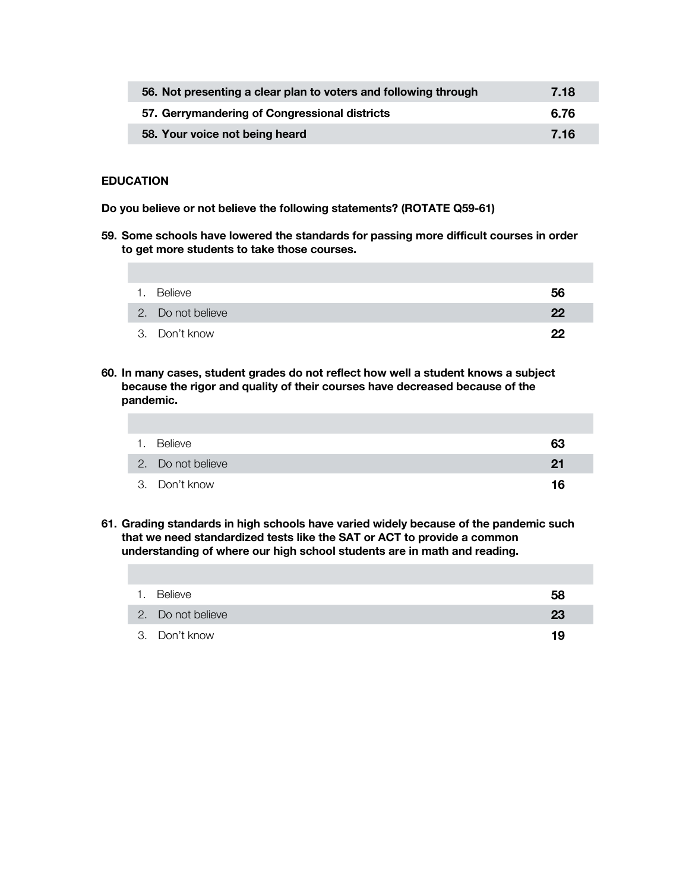| | |
|---|---|
| **56. Not presenting a clear plan to voters and following through** | **7.18** |
| **57. Gerrymandering of Congressional districts** | **6.76** |
| **58. Your voice not being heard** | **7.16** |

**EDUCATION**

**Do you believe or not believe the following statements? (ROTATE Q59-61)**

**59. Some schools have lowered the standards for passing more difficult courses in order to get more students to take those courses.**

| | |
|---|---|
| 1. Believe | **56** |
| 2. Do not believe | **22** |
| 3. Don't know | **22** |

**60. In many cases, student grades do not reflect how well a student knows a subject because the rigor and quality of their courses have decreased because of the pandemic.**

| | |
|---|---|
| 1. Believe | **63** |
| 2. Do not believe | **21** |
| 3. Don't know | **16** |

**61. Grading standards in high schools have varied widely because of the pandemic such that we need standardized tests like the SAT or ACT to provide a common understanding of where our high school students are in math and reading.**

| | |
|---|---|
| 1. Believe | **58** |
| 2. Do not believe | **23** |
| 3. Don't know | **19** |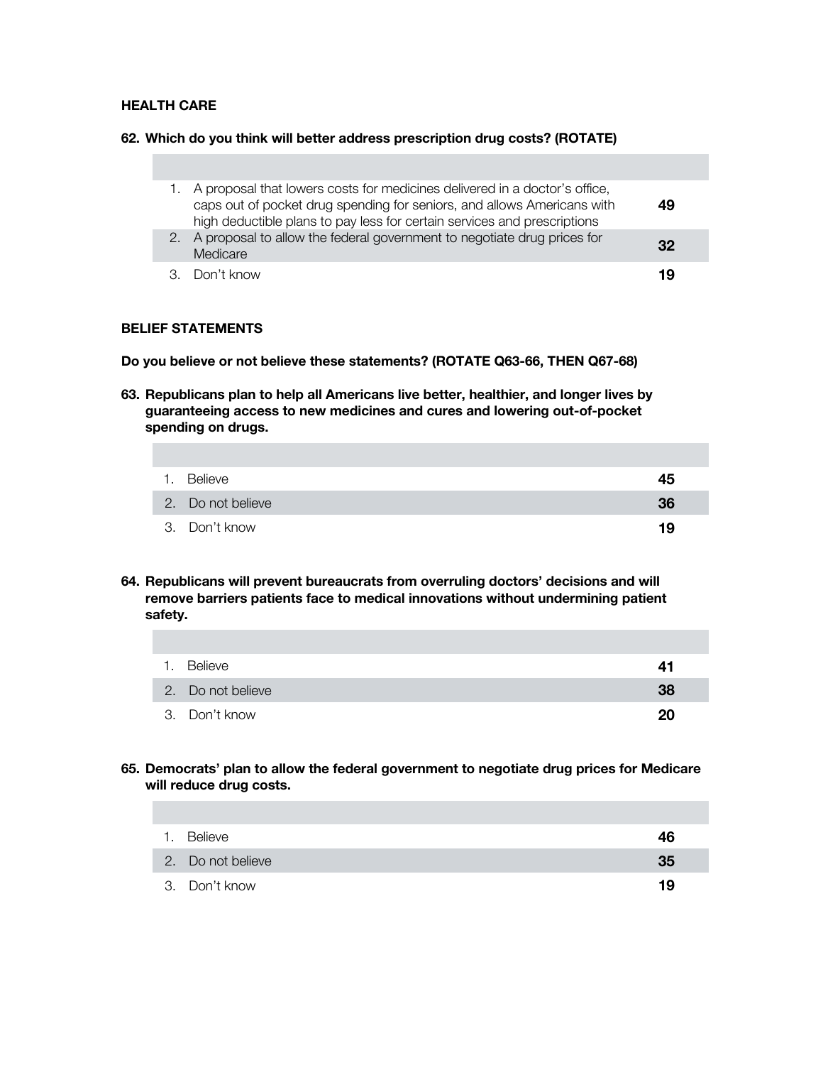**HEALTH CARE**

**62. Which do you think will better address prescription drug costs? (ROTATE)**

| | |
|---|---|
| 1. A proposal that lowers costs for medicines delivered in a doctor's office, caps out of pocket drug spending for seniors, and allows Americans with high deductible plans to pay less for certain services and prescriptions | **49** |
| 2. A proposal to allow the federal government to negotiate drug prices for Medicare | **32** |
| 3. Don't know | **19** |

**BELIEF STATEMENTS**

**Do you believe or not believe these statements? (ROTATE Q63-66, THEN Q67-68)**

**63. Republicans plan to help all Americans live better, healthier, and longer lives by guaranteeing access to new medicines and cures and lowering out-of-pocket spending on drugs.**

| | |
|---|---|
| 1. Believe | **45** |
| 2. Do not believe | **36** |
| 3. Don't know | **19** |

**64. Republicans will prevent bureaucrats from overruling doctors' decisions and will remove barriers patients face to medical innovations without undermining patient safety.**

| | |
|---|---|
| 1. Believe | **41** |
| 2. Do not believe | **38** |
| 3. Don't know | **20** |

**65. Democrats' plan to allow the federal government to negotiate drug prices for Medicare will reduce drug costs.**

| | |
|---|---|
| 1. Believe | **46** |
| 2. Do not believe | **35** |
| 3. Don't know | **19** |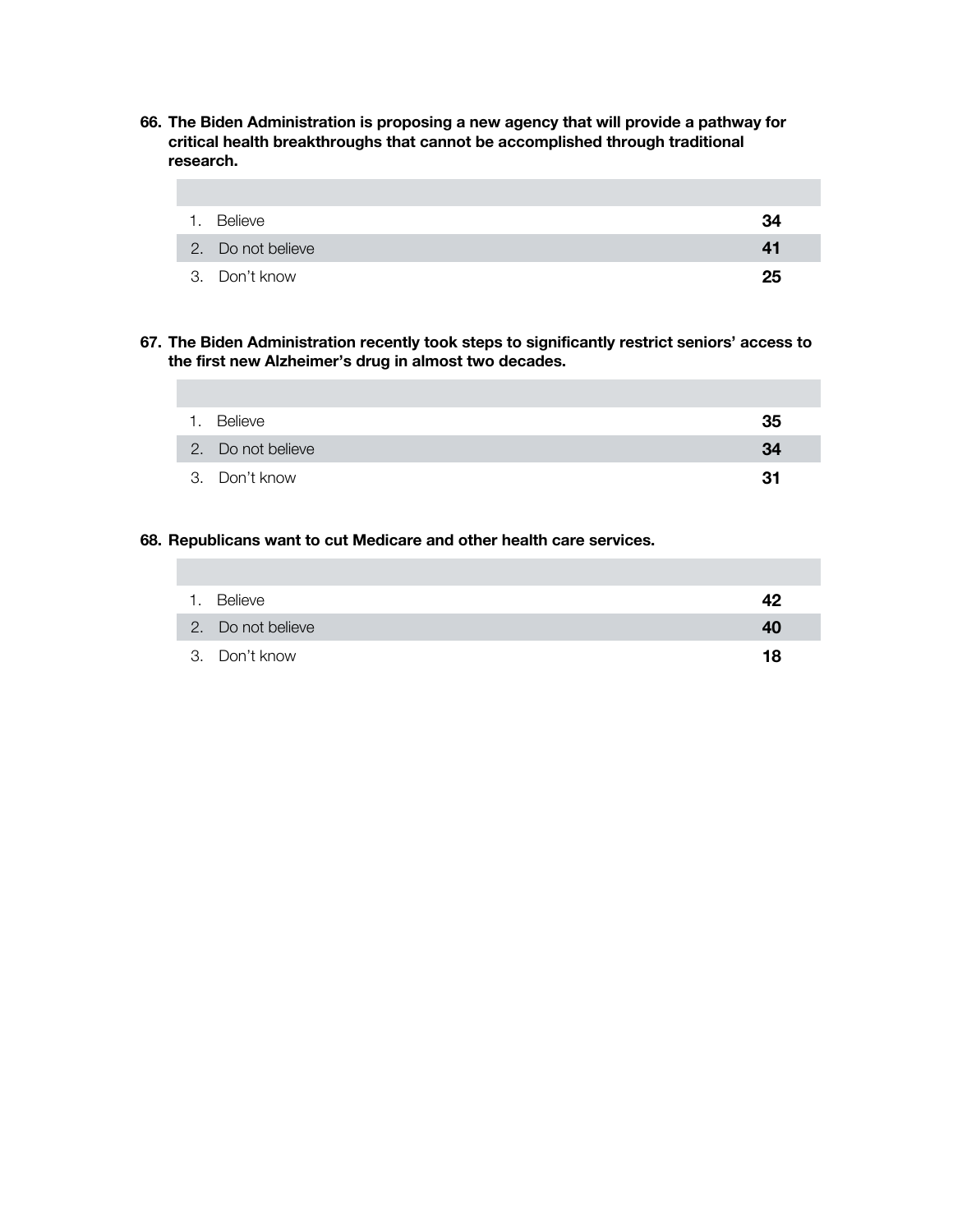**66. The Biden Administration is proposing a new agency that will provide a pathway for critical health breakthroughs that cannot be accomplished through traditional research.**

| | |
|---|---|
| 1. Believe | **34** |
| 2. Do not believe | **41** |
| 3. Don't know | **25** |

**67. The Biden Administration recently took steps to significantly restrict seniors' access to the first new Alzheimer's drug in almost two decades.**

| | |
|---|---|
| 1. Believe | **35** |
| 2. Do not believe | **34** |
| 3. Don't know | **31** |

**68. Republicans want to cut Medicare and other health care services.**

| | |
|---|---|
| 1. Believe | **42** |
| 2. Do not believe | **40** |
| 3. Don't know | **18** |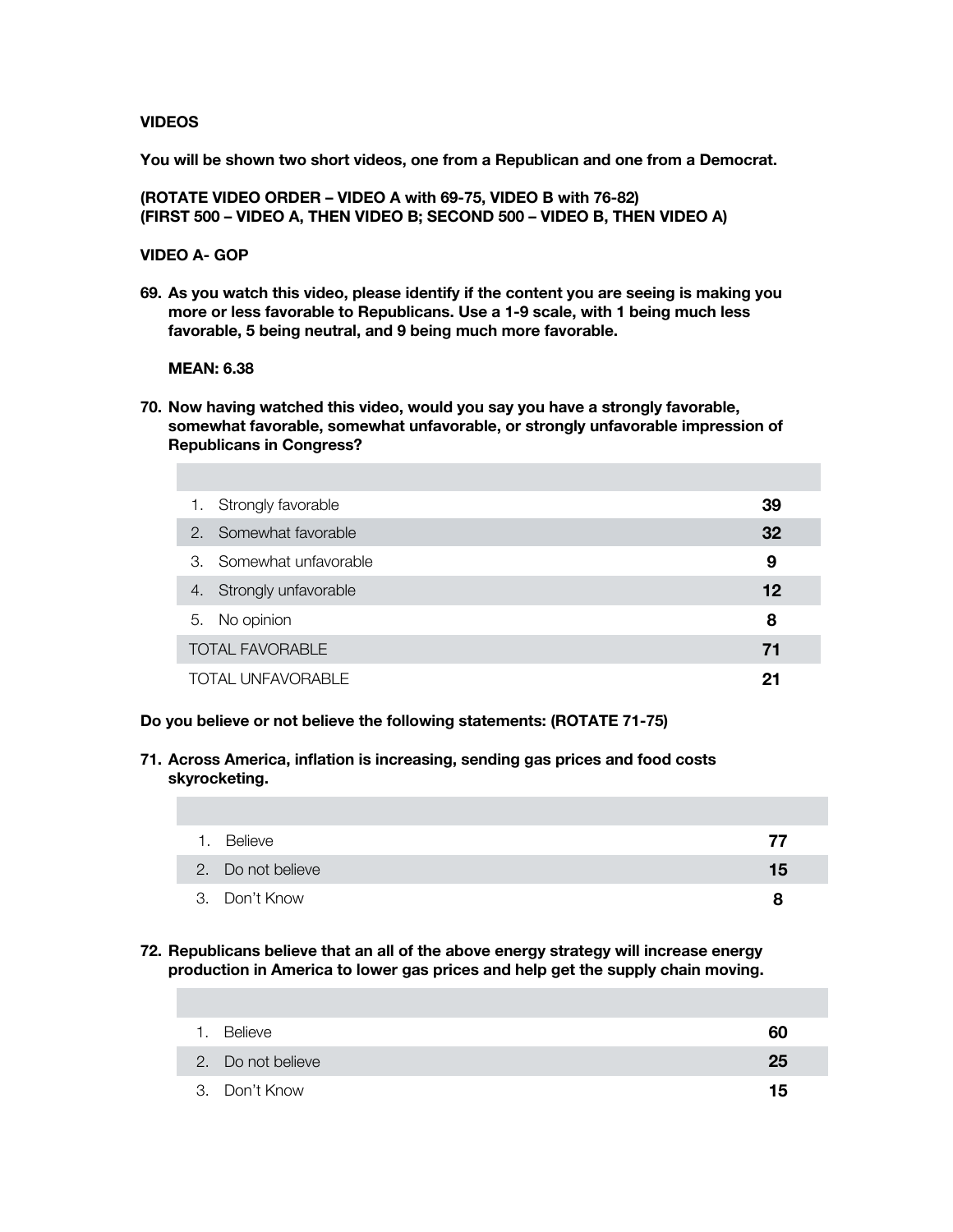**VIDEOS**

**You will be shown two short videos, one from a Republican and one from a Democrat.**

**(ROTATE VIDEO ORDER – VIDEO A with 69-75, VIDEO B with 76-82)**
**(FIRST 500 – VIDEO A, THEN VIDEO B; SECOND 500 – VIDEO B, THEN VIDEO A)**

**VIDEO A- GOP**

**69. As you watch this video, please identify if the content you are seeing is making you more or less favorable to Republicans. Use a 1-9 scale, with 1 being much less favorable, 5 being neutral, and 9 being much more favorable.**

**MEAN: 6.38**

**70. Now having watched this video, would you say you have a strongly favorable, somewhat favorable, somewhat unfavorable, or strongly unfavorable impression of Republicans in Congress?**

| | |
|---|---|
| 1. Strongly favorable | **39** |
| 2. Somewhat favorable | **32** |
| 3. Somewhat unfavorable | **9** |
| 4. Strongly unfavorable | **12** |
| 5. No opinion | **8** |
| TOTAL FAVORABLE | **71** |
| TOTAL UNFAVORABLE | **21** |

**Do you believe or not believe the following statements: (ROTATE 71-75)**

**71. Across America, inflation is increasing, sending gas prices and food costs skyrocketing.**

| | |
|---|---|
| 1. Believe | **77** |
| 2. Do not believe | **15** |
| 3. Don't Know | **8** |

**72. Republicans believe that an all of the above energy strategy will increase energy production in America to lower gas prices and help get the supply chain moving.**

| | |
|---|---|
| 1. Believe | **60** |
| 2. Do not believe | **25** |
| 3. Don't Know | **15** |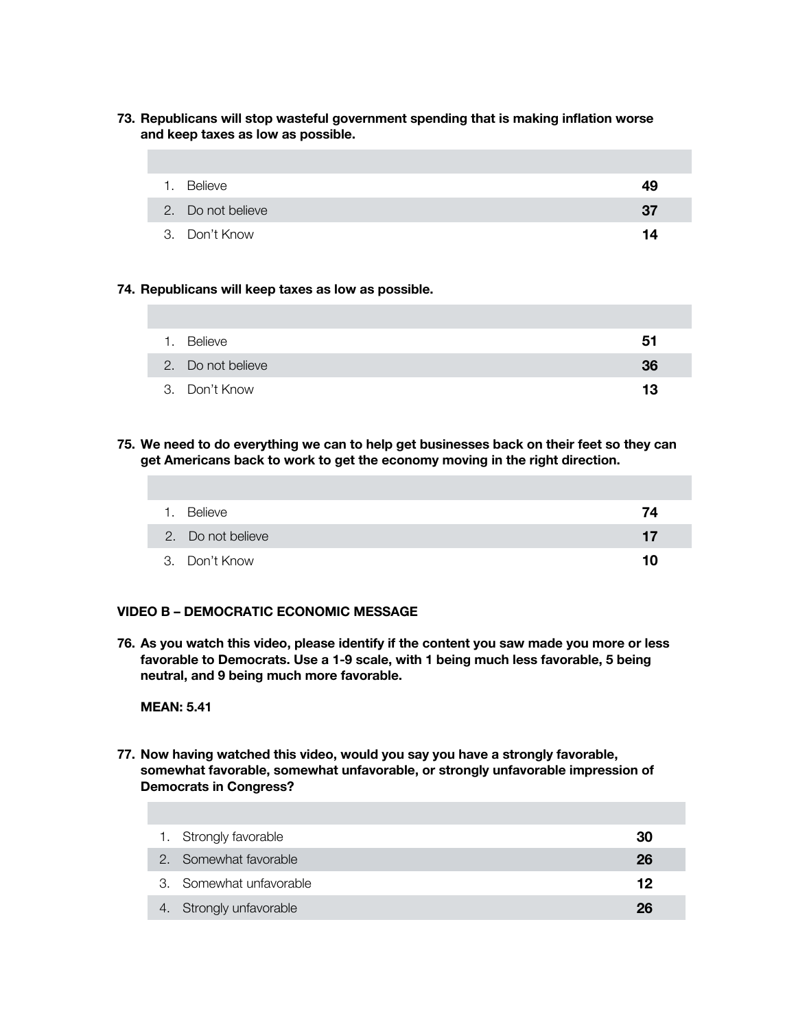**73. Republicans will stop wasteful government spending that is making inflation worse and keep taxes as low as possible.**

| | |
|---|---|
| 1. Believe | **49** |
| 2. Do not believe | **37** |
| 3. Don't Know | **14** |

**74. Republicans will keep taxes as low as possible.**

| | |
|---|---|
| 1. Believe | **51** |
| 2. Do not believe | **36** |
| 3. Don't Know | **13** |

**75. We need to do everything we can to help get businesses back on their feet so they can get Americans back to work to get the economy moving in the right direction.**

| | |
|---|---|
| 1. Believe | **74** |
| 2. Do not believe | **17** |
| 3. Don't Know | **10** |

**VIDEO B – DEMOCRATIC ECONOMIC MESSAGE**

**76. As you watch this video, please identify if the content you saw made you more or less favorable to Democrats. Use a 1-9 scale, with 1 being much less favorable, 5 being neutral, and 9 being much more favorable.**

**MEAN: 5.41**

**77. Now having watched this video, would you say you have a strongly favorable, somewhat favorable, somewhat unfavorable, or strongly unfavorable impression of Democrats in Congress?**

| | |
|---|---|
| 1. Strongly favorable | **30** |
| 2. Somewhat favorable | **26** |
| 3. Somewhat unfavorable | **12** |
| 4. Strongly unfavorable | **26** |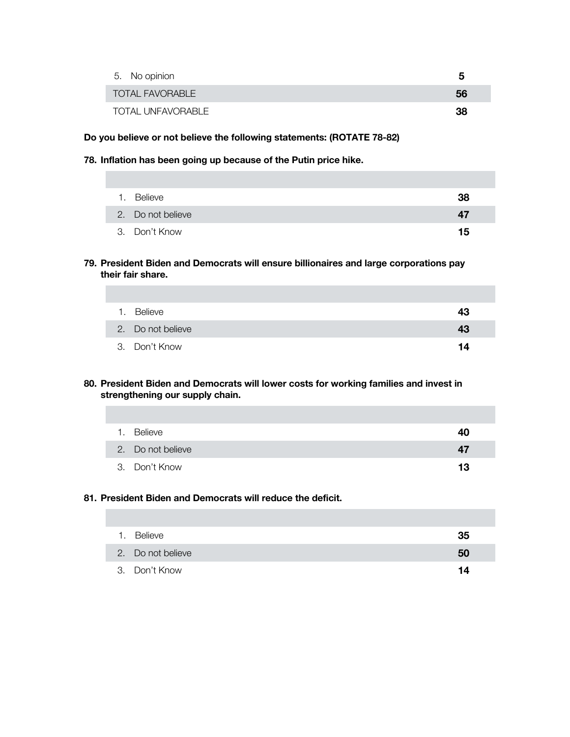| | |
|---|---|
| 5. No opinion | **5** |
| TOTAL FAVORABLE | **56** |
| TOTAL UNFAVORABLE | **38** |

**Do you believe or not believe the following statements: (ROTATE 78-82)**

**78. Inflation has been going up because of the Putin price hike.**

| | |
|---|---|
| 1. Believe | **38** |
| 2. Do not believe | **47** |
| 3. Don't Know | **15** |

**79. President Biden and Democrats will ensure billionaires and large corporations pay their fair share.**

| | |
|---|---|
| 1. Believe | **43** |
| 2. Do not believe | **43** |
| 3. Don't Know | **14** |

**80. President Biden and Democrats will lower costs for working families and invest in strengthening our supply chain.**

| | |
|---|---|
| 1. Believe | **40** |
| 2. Do not believe | **47** |
| 3. Don't Know | **13** |

**81. President Biden and Democrats will reduce the deficit.**

| | |
|---|---|
| 1. Believe | **35** |
| 2. Do not believe | **50** |
| 3. Don't Know | **14** |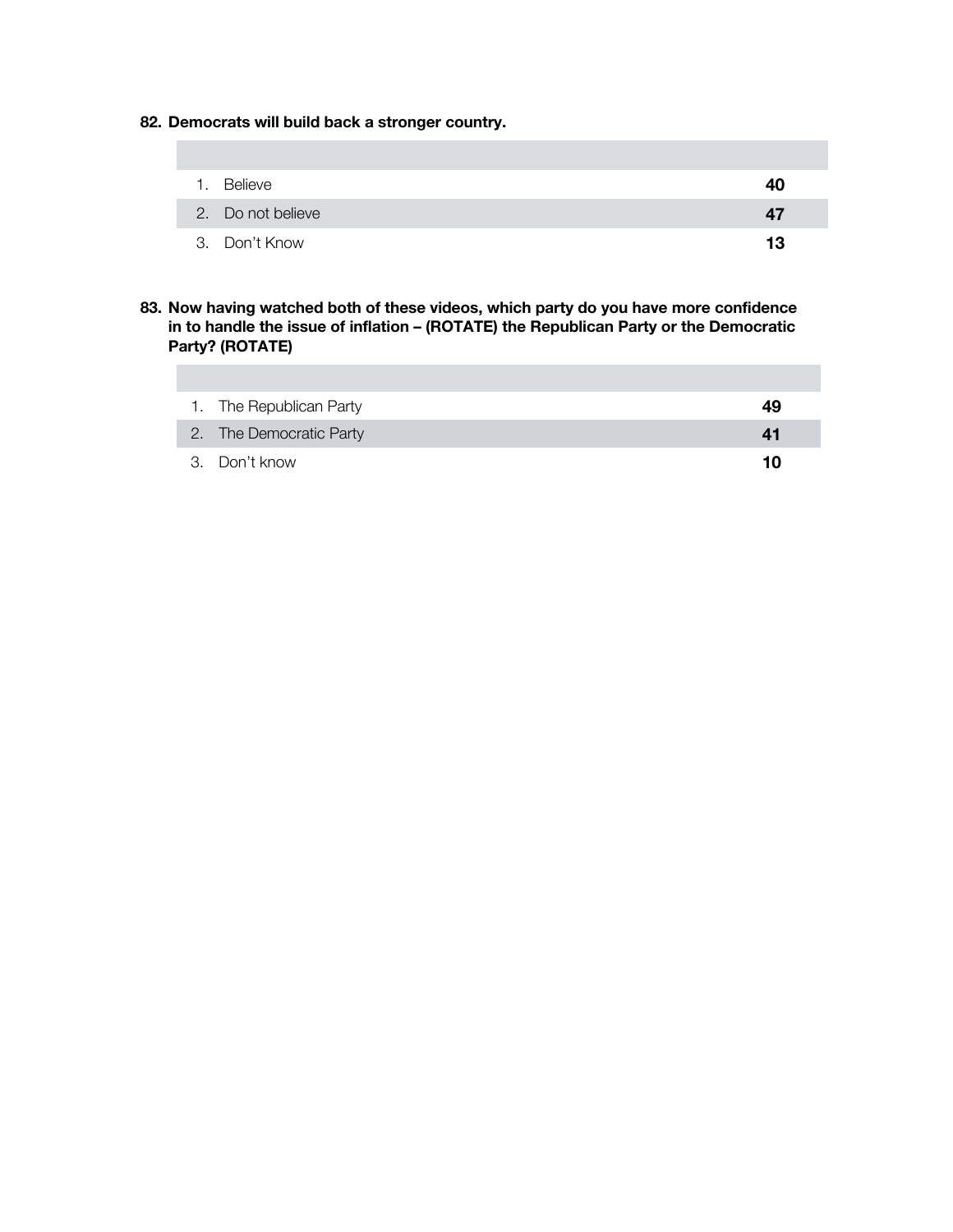**82. Democrats will build back a stronger country.**

| | |
|---|---|
| 1. Believe | **40** |
| 2. Do not believe | **47** |
| 3. Don't Know | **13** |

**83. Now having watched both of these videos, which party do you have more confidence in to handle the issue of inflation – (ROTATE) the Republican Party or the Democratic Party? (ROTATE)**

| | |
|---|---|
| 1. The Republican Party | **49** |
| 2. The Democratic Party | **41** |
| 3. Don't know | **10** |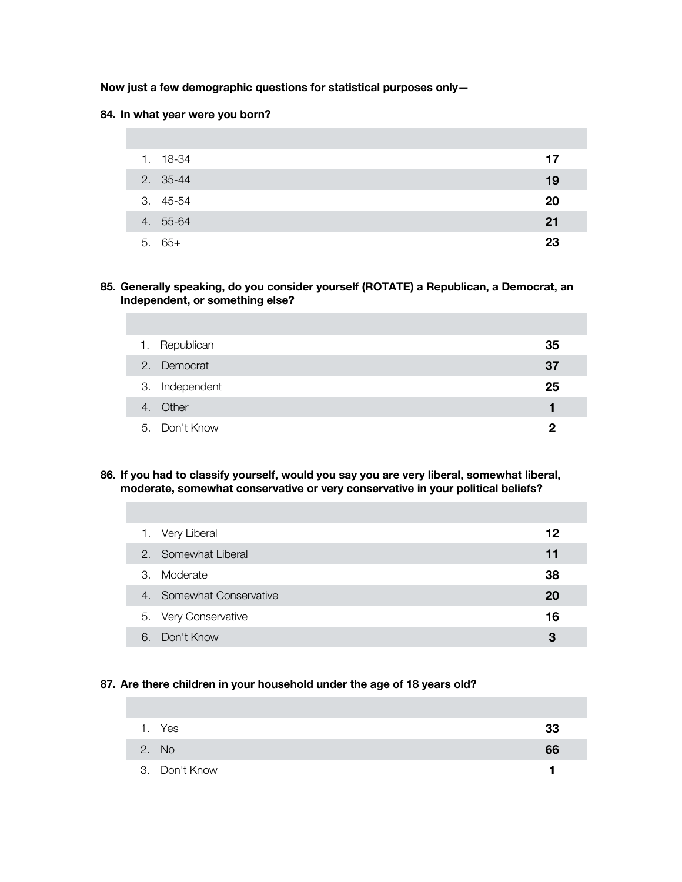**Now just a few demographic questions for statistical purposes only—**

**84. In what year were you born?**

| | |
|---|---|
| 1. 18-34 | **17** |
| 2. 35-44 | **19** |
| 3. 45-54 | **20** |
| 4. 55-64 | **21** |
| 5. 65+ | **23** |

**85. Generally speaking, do you consider yourself (ROTATE) a Republican, a Democrat, an Independent, or something else?**

| | |
|---|---|
| 1. Republican | **35** |
| 2. Democrat | **37** |
| 3. Independent | **25** |
| 4. Other | **1** |
| 5. Don't Know | **2** |

**86. If you had to classify yourself, would you say you are very liberal, somewhat liberal, moderate, somewhat conservative or very conservative in your political beliefs?**

| | |
|---|---|
| 1. Very Liberal | **12** |
| 2. Somewhat Liberal | **11** |
| 3. Moderate | **38** |
| 4. Somewhat Conservative | **20** |
| 5. Very Conservative | **16** |
| 6. Don't Know | **3** |

**87. Are there children in your household under the age of 18 years old?**

| | |
|---|---|
| 1. Yes | **33** |
| 2. No | **66** |
| 3. Don't Know | **1** |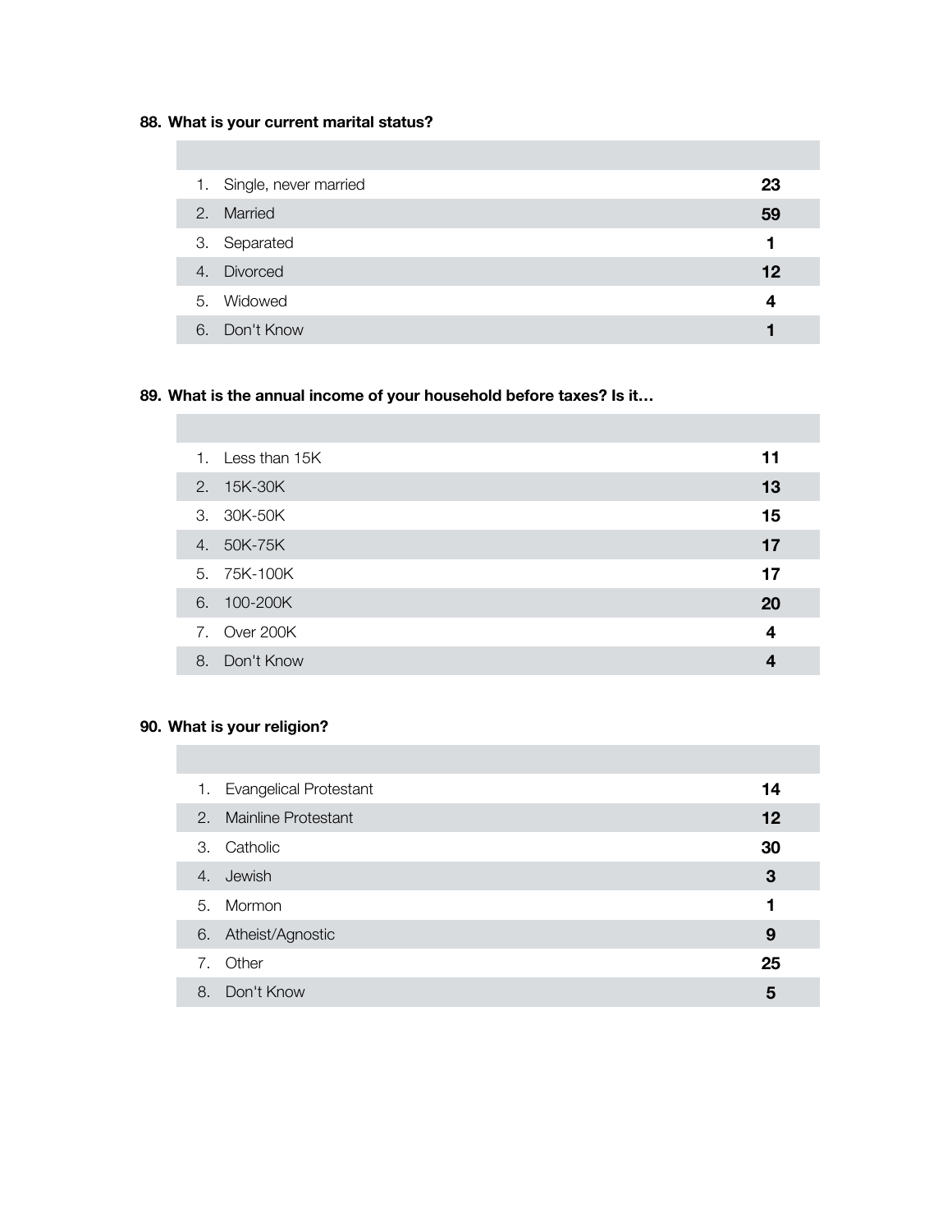**88. What is your current marital status?**

| | |
|---|---|
| 1. Single, never married | **23** |
| 2. Married | **59** |
| 3. Separated | **1** |
| 4. Divorced | **12** |
| 5. Widowed | **4** |
| 6. Don't Know | **1** |

**89. What is the annual income of your household before taxes? Is it…**

| | |
|---|---|
| 1. Less than 15K | **11** |
| 2. 15K-30K | **13** |
| 3. 30K-50K | **15** |
| 4. 50K-75K | **17** |
| 5. 75K-100K | **17** |
| 6. 100-200K | **20** |
| 7. Over 200K | **4** |
| 8. Don't Know | **4** |

**90. What is your religion?**

| | |
|---|---|
| 1. Evangelical Protestant | **14** |
| 2. Mainline Protestant | **12** |
| 3. Catholic | **30** |
| 4. Jewish | **3** |
| 5. Mormon | **1** |
| 6. Atheist/Agnostic | **9** |
| 7. Other | **25** |
| 8. Don't Know | **5** |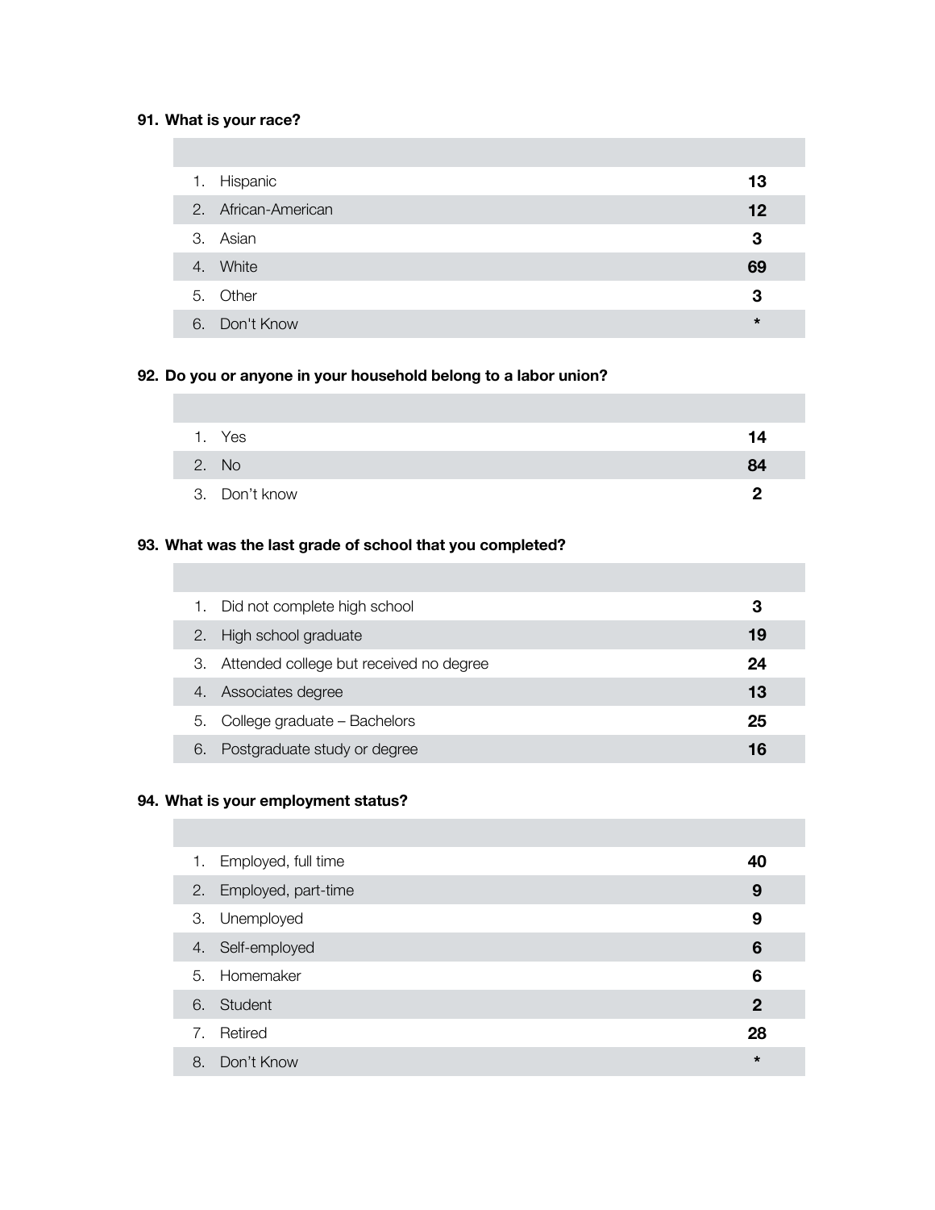**91. What is your race?**

| | | |
|---|---|---|
| 1. | Hispanic | **13** |
| 2. | African-American | **12** |
| 3. | Asian | **3** |
| 4. | White | **69** |
| 5. | Other | **3** |
| 6. | Don't Know | ***** |

**92. Do you or anyone in your household belong to a labor union?**

| | | |
|---|---|---|
| 1. | Yes | **14** |
| 2. | No | **84** |
| 3. | Don't know | **2** |

**93. What was the last grade of school that you completed?**

| | | |
|---|---|---|
| 1. | Did not complete high school | **3** |
| 2. | High school graduate | **19** |
| 3. | Attended college but received no degree | **24** |
| 4. | Associates degree | **13** |
| 5. | College graduate – Bachelors | **25** |
| 6. | Postgraduate study or degree | **16** |

**94. What is your employment status?**

| | | |
|---|---|---|
| 1. | Employed, full time | **40** |
| 2. | Employed, part-time | **9** |
| 3. | Unemployed | **9** |
| 4. | Self-employed | **6** |
| 5. | Homemaker | **6** |
| 6. | Student | **2** |
| 7. | Retired | **28** |
| 8. | Don't Know | ***** |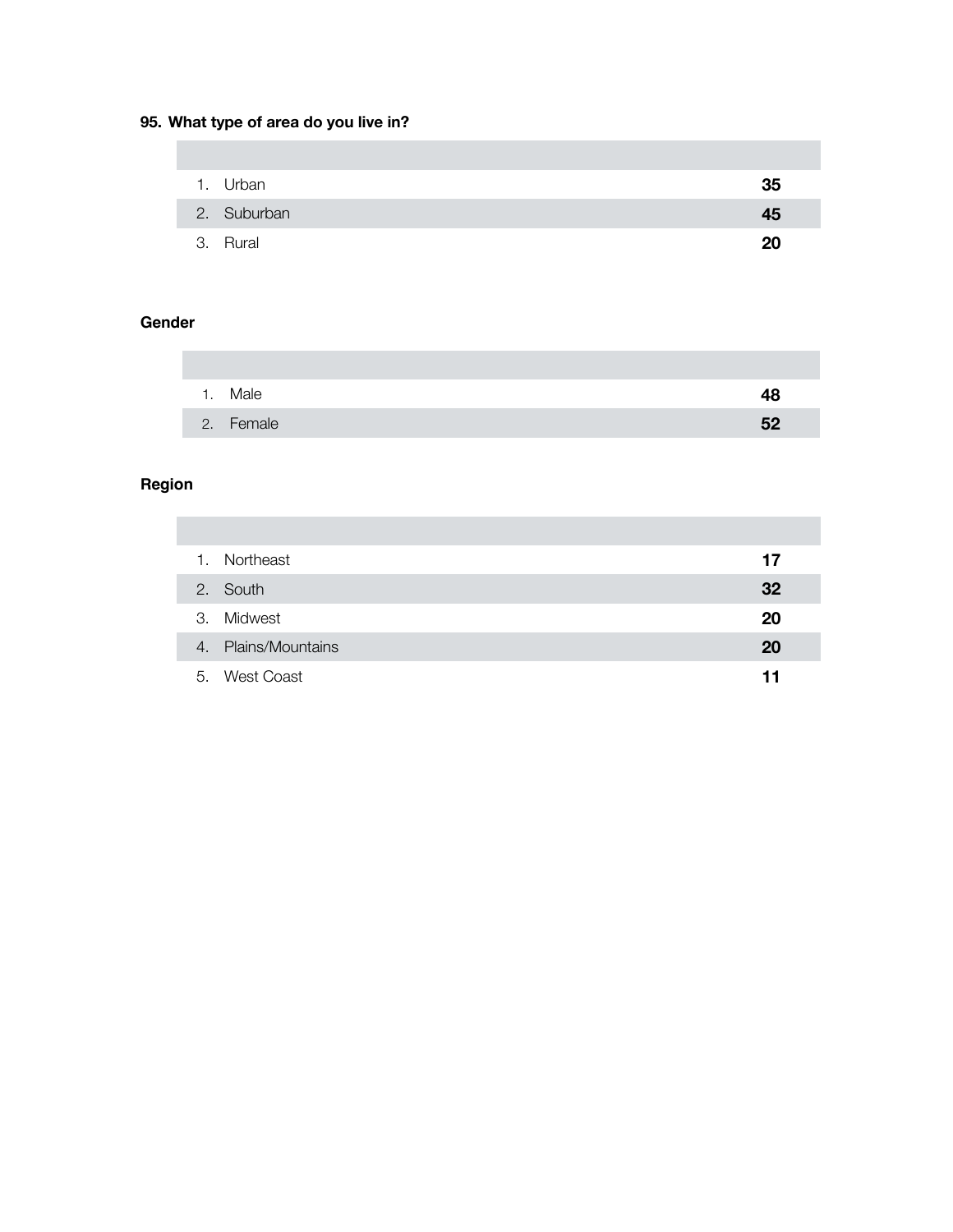**95. What type of area do you live in?**

| | |
|---|---|
| 1. Urban | **35** |
| 2. Suburban | **45** |
| 3. Rural | **20** |

**Gender**

| | |
|---|---|
| 1. Male | **48** |
| 2. Female | **52** |

**Region**

| | |
|---|---|
| 1. Northeast | **17** |
| 2. South | **32** |
| 3. Midwest | **20** |
| 4. Plains/Mountains | **20** |
| 5. West Coast | **11** |